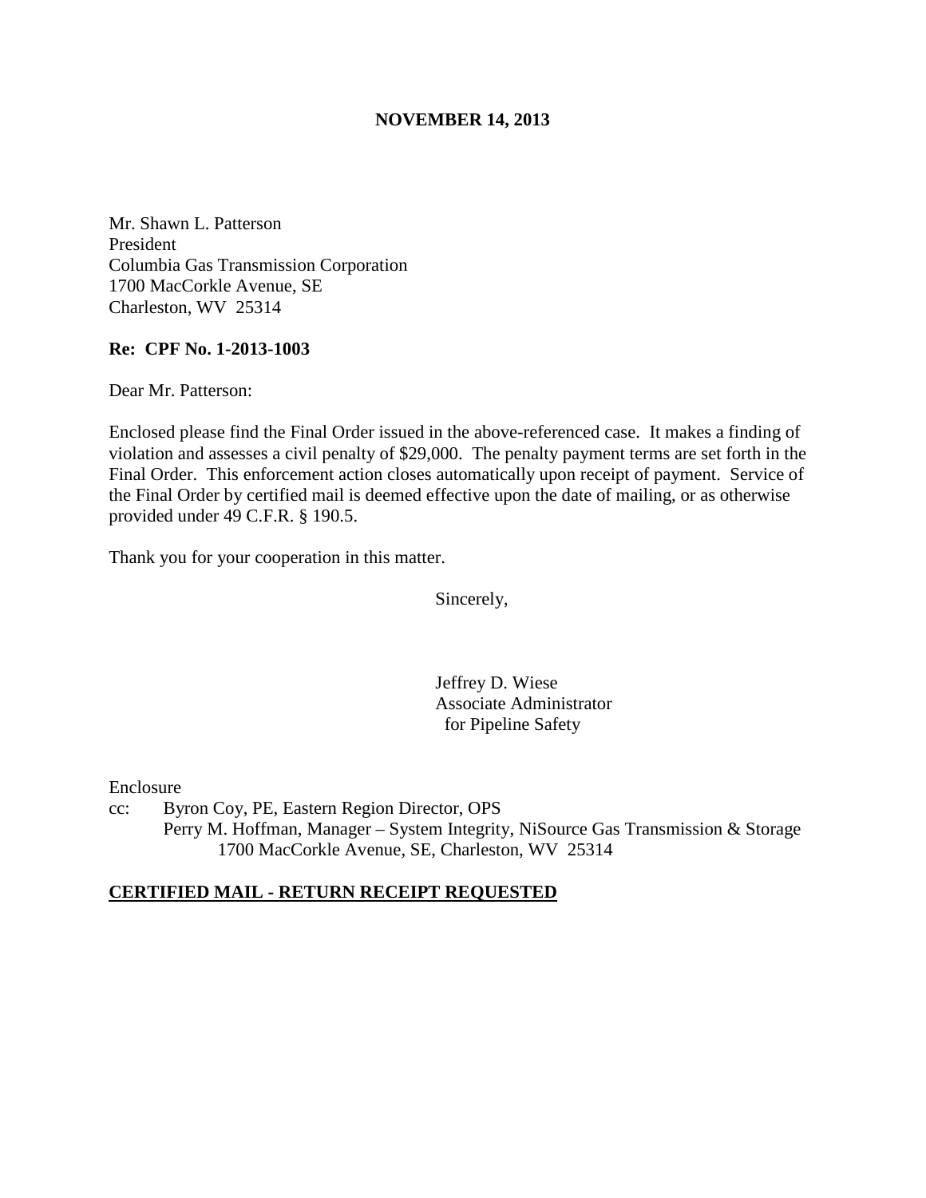**NOVEMBER 14, 2013**

Mr. Shawn L. Patterson
President
Columbia Gas Transmission Corporation
1700 MacCorkle Avenue, SE
Charleston, WV 25314

**Re: CPF No. 1-2013-1003**

Dear Mr. Patterson:

Enclosed please find the Final Order issued in the above-referenced case. It makes a finding of violation and assesses a civil penalty of $29,000. The penalty payment terms are set forth in the Final Order. This enforcement action closes automatically upon receipt of payment. Service of the Final Order by certified mail is deemed effective upon the date of mailing, or as otherwise provided under 49 C.F.R. § 190.5.

Thank you for your cooperation in this matter.

Sincerely,

Jeffrey D. Wiese
Associate Administrator
for Pipeline Safety

Enclosure

cc: Byron Coy, PE, Eastern Region Director, OPS
Perry M. Hoffman, Manager – System Integrity, NiSource Gas Transmission & Storage
1700 MacCorkle Avenue, SE, Charleston, WV 25314

**CERTIFIED MAIL - RETURN RECEIPT REQUESTED**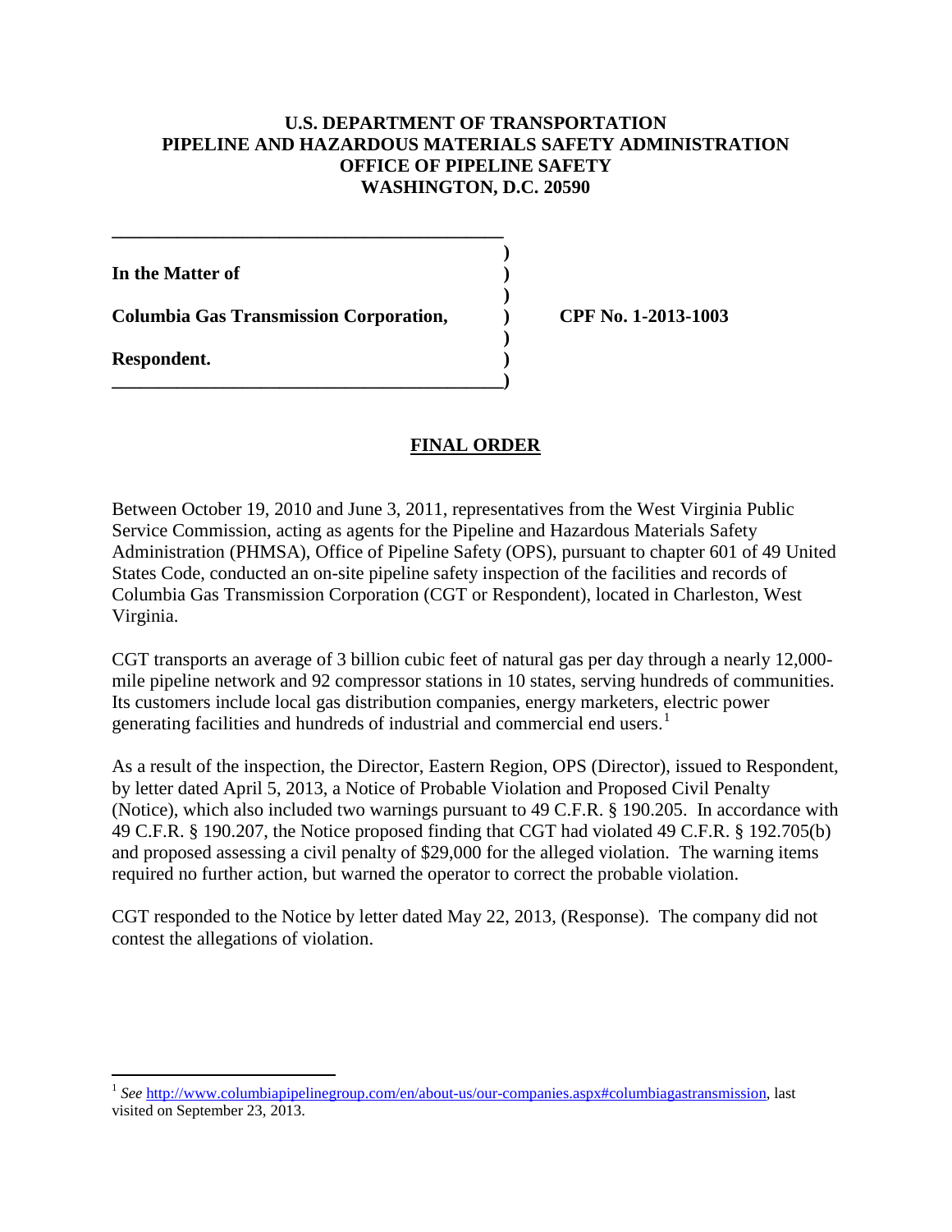**U.S. DEPARTMENT OF TRANSPORTATION**
**PIPELINE AND HAZARDOUS MATERIALS SAFETY ADMINISTRATION**
**OFFICE OF PIPELINE SAFETY**
**WASHINGTON, D.C. 20590**

| | | |
|---|---|---|
| **In the Matter of** | ) | |
| | ) | |
| **Columbia Gas Transmission Corporation,** | ) | **CPF No. 1-2013-1003** |
| | ) | |
| **Respondent.** | ) | |

## FINAL ORDER

Between October 19, 2010 and June 3, 2011, representatives from the West Virginia Public Service Commission, acting as agents for the Pipeline and Hazardous Materials Safety Administration (PHMSA), Office of Pipeline Safety (OPS), pursuant to chapter 601 of 49 United States Code, conducted an on-site pipeline safety inspection of the facilities and records of Columbia Gas Transmission Corporation (CGT or Respondent), located in Charleston, West Virginia.

CGT transports an average of 3 billion cubic feet of natural gas per day through a nearly 12,000-mile pipeline network and 92 compressor stations in 10 states, serving hundreds of communities. Its customers include local gas distribution companies, energy marketers, electric power generating facilities and hundreds of industrial and commercial end users.[1]

As a result of the inspection, the Director, Eastern Region, OPS (Director), issued to Respondent, by letter dated April 5, 2013, a Notice of Probable Violation and Proposed Civil Penalty (Notice), which also included two warnings pursuant to 49 C.F.R. § 190.205. In accordance with 49 C.F.R. § 190.207, the Notice proposed finding that CGT had violated 49 C.F.R. § 192.705(b) and proposed assessing a civil penalty of $29,000 for the alleged violation. The warning items required no further action, but warned the operator to correct the probable violation.

CGT responded to the Notice by letter dated May 22, 2013, (Response). The company did not contest the allegations of violation.

---

[1] *See* http://www.columbiapipelinegroup.com/en/about-us/our-companies.aspx#columbiagastransmission, last visited on September 23, 2013.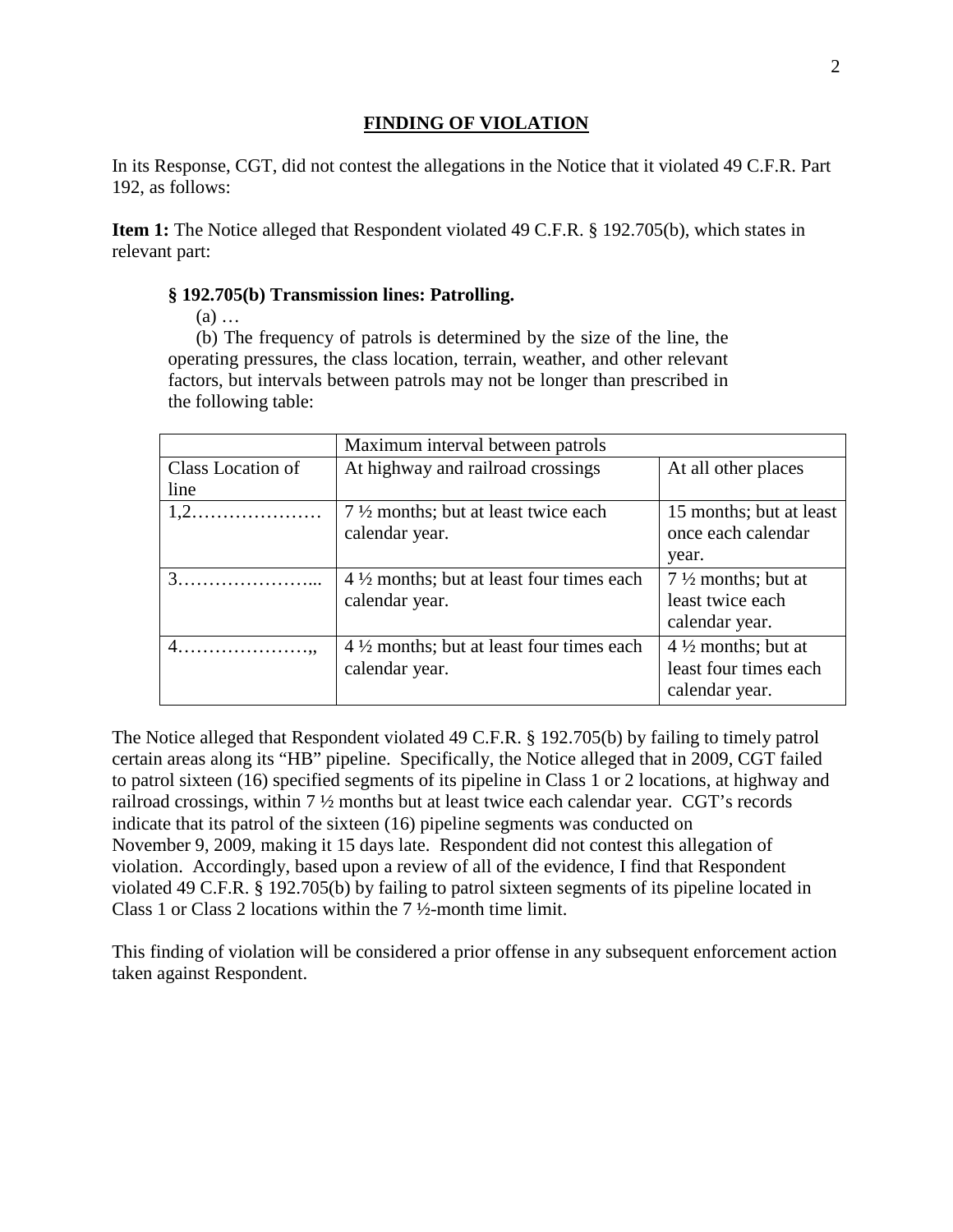## FINDING OF VIOLATION

In its Response, CGT, did not contest the allegations in the Notice that it violated 49 C.F.R. Part 192, as follows:

**Item 1:** The Notice alleged that Respondent violated 49 C.F.R. § 192.705(b), which states in relevant part:

> **§ 192.705(b) Transmission lines: Patrolling.**
>
> (a) …
>
> (b) The frequency of patrols is determined by the size of the line, the operating pressures, the class location, terrain, weather, and other relevant factors, but intervals between patrols may not be longer than prescribed in the following table:

| | Maximum interval between patrols | |
|---|---|---|
| Class Location of line | At highway and railroad crossings | At all other places |
| 1,2………………… | 7 ½ months; but at least twice each calendar year. | 15 months; but at least once each calendar year. |
| 3…………………... | 4 ½ months; but at least four times each calendar year. | 7 ½ months; but at least twice each calendar year. |
| 4…………………,, | 4 ½ months; but at least four times each calendar year. | 4 ½ months; but at least four times each calendar year. |

The Notice alleged that Respondent violated 49 C.F.R. § 192.705(b) by failing to timely patrol certain areas along its "HB" pipeline. Specifically, the Notice alleged that in 2009, CGT failed to patrol sixteen (16) specified segments of its pipeline in Class 1 or 2 locations, at highway and railroad crossings, within 7 ½ months but at least twice each calendar year. CGT's records indicate that its patrol of the sixteen (16) pipeline segments was conducted on November 9, 2009, making it 15 days late. Respondent did not contest this allegation of violation. Accordingly, based upon a review of all of the evidence, I find that Respondent violated 49 C.F.R. § 192.705(b) by failing to patrol sixteen segments of its pipeline located in Class 1 or Class 2 locations within the 7 ½-month time limit.

This finding of violation will be considered a prior offense in any subsequent enforcement action taken against Respondent.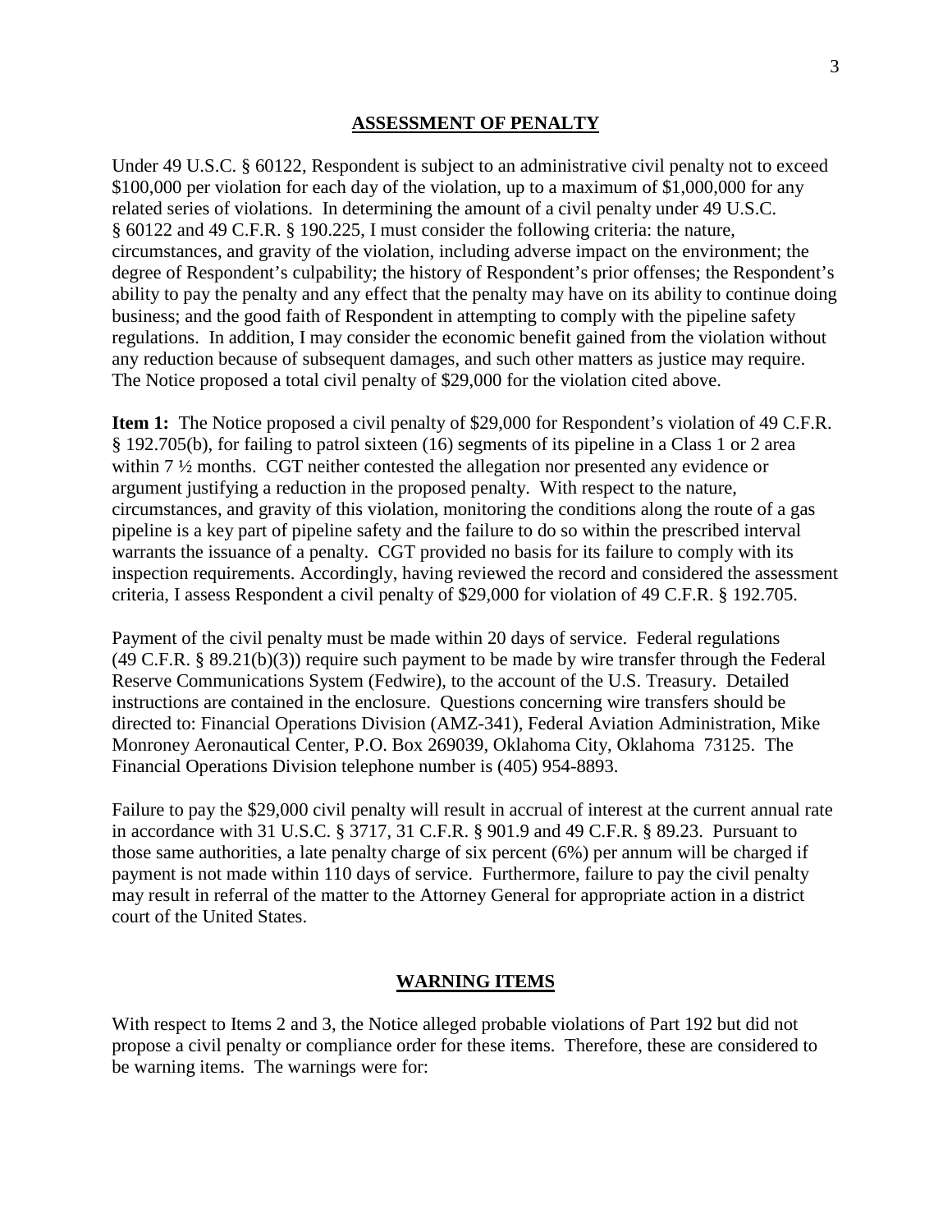## ASSESSMENT OF PENALTY

Under 49 U.S.C. § 60122, Respondent is subject to an administrative civil penalty not to exceed $100,000 per violation for each day of the violation, up to a maximum of $1,000,000 for any related series of violations. In determining the amount of a civil penalty under 49 U.S.C. § 60122 and 49 C.F.R. § 190.225, I must consider the following criteria: the nature, circumstances, and gravity of the violation, including adverse impact on the environment; the degree of Respondent's culpability; the history of Respondent's prior offenses; the Respondent's ability to pay the penalty and any effect that the penalty may have on its ability to continue doing business; and the good faith of Respondent in attempting to comply with the pipeline safety regulations. In addition, I may consider the economic benefit gained from the violation without any reduction because of subsequent damages, and such other matters as justice may require. The Notice proposed a total civil penalty of $29,000 for the violation cited above.

**Item 1:** The Notice proposed a civil penalty of $29,000 for Respondent's violation of 49 C.F.R. § 192.705(b), for failing to patrol sixteen (16) segments of its pipeline in a Class 1 or 2 area within 7 ½ months. CGT neither contested the allegation nor presented any evidence or argument justifying a reduction in the proposed penalty. With respect to the nature, circumstances, and gravity of this violation, monitoring the conditions along the route of a gas pipeline is a key part of pipeline safety and the failure to do so within the prescribed interval warrants the issuance of a penalty. CGT provided no basis for its failure to comply with its inspection requirements. Accordingly, having reviewed the record and considered the assessment criteria, I assess Respondent a civil penalty of $29,000 for violation of 49 C.F.R. § 192.705.

Payment of the civil penalty must be made within 20 days of service. Federal regulations (49 C.F.R. § 89.21(b)(3)) require such payment to be made by wire transfer through the Federal Reserve Communications System (Fedwire), to the account of the U.S. Treasury. Detailed instructions are contained in the enclosure. Questions concerning wire transfers should be directed to: Financial Operations Division (AMZ-341), Federal Aviation Administration, Mike Monroney Aeronautical Center, P.O. Box 269039, Oklahoma City, Oklahoma 73125. The Financial Operations Division telephone number is (405) 954-8893.

Failure to pay the $29,000 civil penalty will result in accrual of interest at the current annual rate in accordance with 31 U.S.C. § 3717, 31 C.F.R. § 901.9 and 49 C.F.R. § 89.23. Pursuant to those same authorities, a late penalty charge of six percent (6%) per annum will be charged if payment is not made within 110 days of service. Furthermore, failure to pay the civil penalty may result in referral of the matter to the Attorney General for appropriate action in a district court of the United States.

## WARNING ITEMS

With respect to Items 2 and 3, the Notice alleged probable violations of Part 192 but did not propose a civil penalty or compliance order for these items. Therefore, these are considered to be warning items. The warnings were for: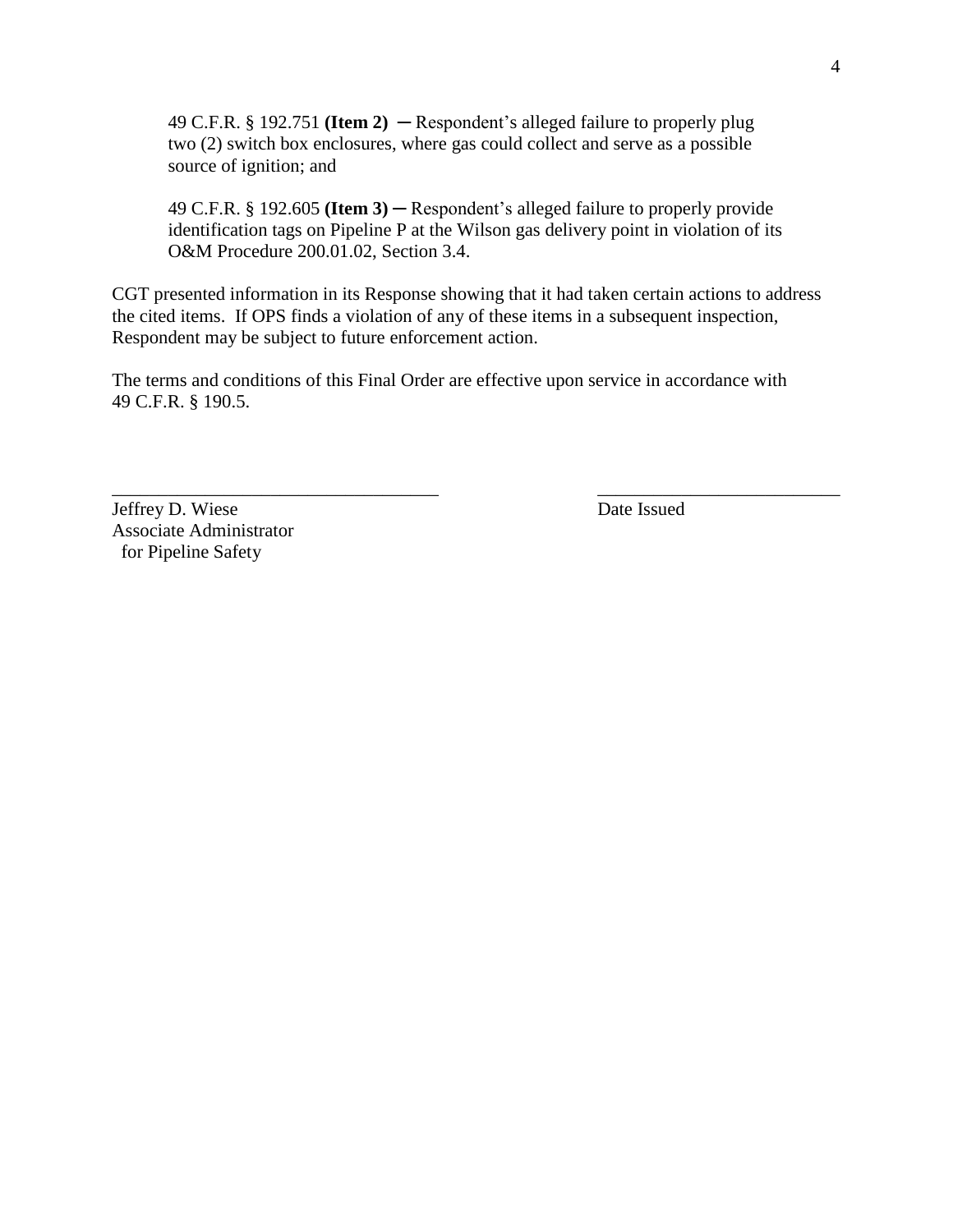49 C.F.R. § 192.751 **(Item 2)** ─ Respondent's alleged failure to properly plug two (2) switch box enclosures, where gas could collect and serve as a possible source of ignition; and

49 C.F.R. § 192.605 **(Item 3)** ─ Respondent's alleged failure to properly provide identification tags on Pipeline P at the Wilson gas delivery point in violation of its O&M Procedure 200.01.02, Section 3.4.

CGT presented information in its Response showing that it had taken certain actions to address the cited items. If OPS finds a violation of any of these items in a subsequent inspection, Respondent may be subject to future enforcement action.

The terms and conditions of this Final Order are effective upon service in accordance with 49 C.F.R. § 190.5.

\_\_\_\_\_\_\_\_\_\_\_\_\_\_\_\_\_\_\_\_\_\_\_\_\_\_\_\_\_\_\_\_\_\_\_

Jeffrey D. Wiese
Associate Administrator
for Pipeline Safety

\_\_\_\_\_\_\_\_\_\_\_\_\_\_\_\_\_\_\_\_\_\_\_\_\_\_

Date Issued